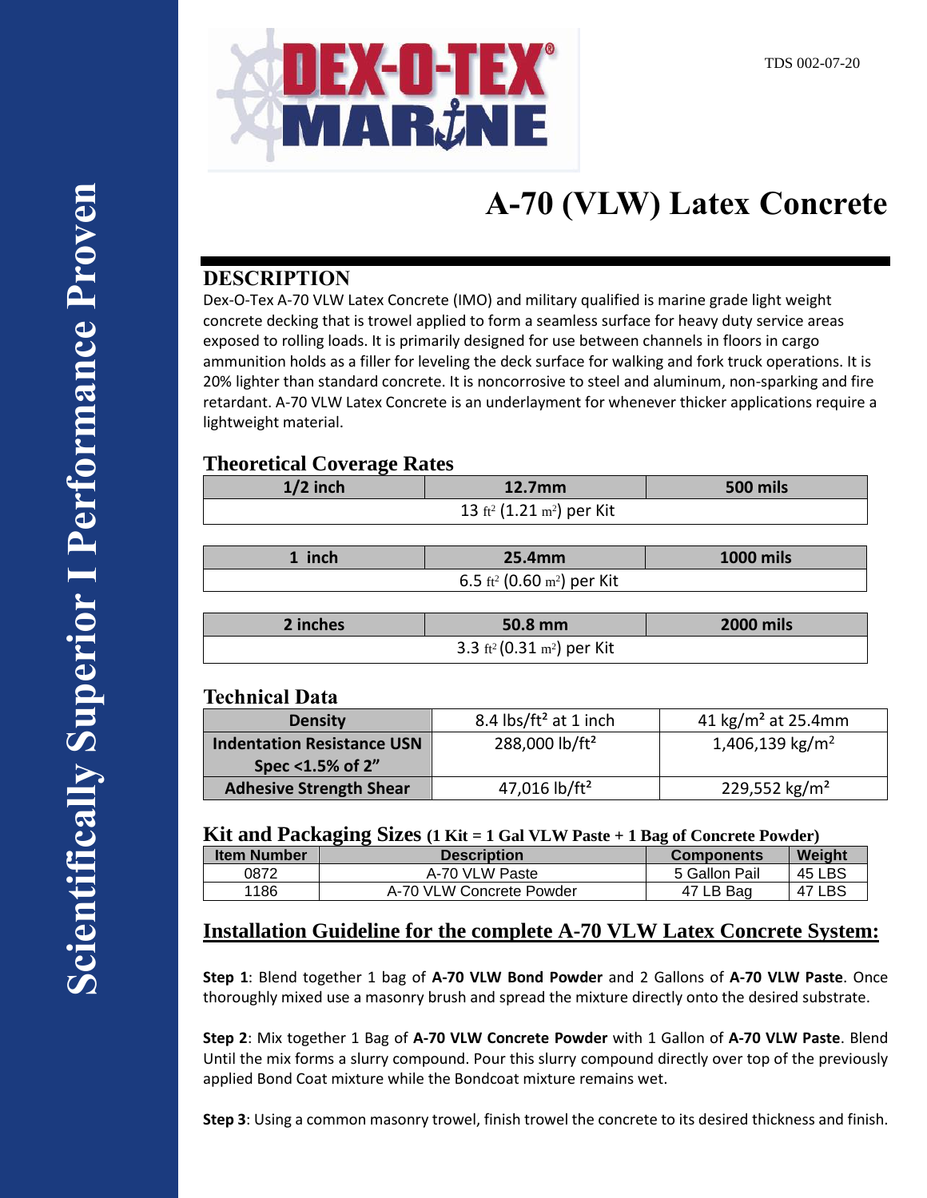TDS 002-07-20

**Scientifically Superior I Performance Proven**

# A-70 (VLW) Latex Concrete

## DESCRIPTION

Dex-O-Tex A-70 VLW Latex Concrete (IMO) and military qualified is marine grade light weight concrete decking that is trowel applied to form a seamless surface for heavy duty service areas exposed to rolling loads. It is primarily designed for use between channels in floors in cargo ammunition holds as a filler for leveling the deck surface for walking and fork truck operations. It is 20% lighter than standard concrete. It is noncorrosive to steel and aluminum, non-sparking and fire retardant. A-70 VLW Latex Concrete is an underlayment for whenever thicker applications require a lightweight material.

### Theoretical Coverage Rates

| 1/2 inch | 12.7mm | 500 mils |
|---|---|---|
| 13 $ft^2$ (1.21 $m^2$) per Kit | | |

| 1 inch | 25.4mm | 1000 mils |
|---|---|---|
| 6.5 $ft^2$ (0.60 $m^2$) per Kit | | |

| 2 inches | 50.8 mm | 2000 mils |
|---|---|---|
| 3.3 $ft^2$ (0.31 $m^2$) per Kit | | |

### Technical Data

| | | |
|---|---|---|
| **Density** | 8.4 lbs/ft² at 1 inch | 41 kg/m² at 25.4mm |
| **Indentation Resistance USN Spec <1.5% of 2"** | 288,000 lb/ft² | 1,406,139 kg/m² |
| **Adhesive Strength Shear** | 47,016 lb/ft² | 229,552 kg/m² |

### Kit and Packaging Sizes (1 Kit = 1 Gal VLW Paste + 1 Bag of Concrete Powder)

| Item Number | Description | Components | Weight |
|---|---|---|---|
| 0872 | A-70 VLW Paste | 5 Gallon Pail | 45 LBS |
| 1186 | A-70 VLW Concrete Powder | 47 LB Bag | 47 LBS |

## Installation Guideline for the complete A-70 VLW Latex Concrete System:

**Step 1**: Blend together 1 bag of **A-70 VLW Bond Powder** and 2 Gallons of **A-70 VLW Paste**. Once thoroughly mixed use a masonry brush and spread the mixture directly onto the desired substrate.

**Step 2**: Mix together 1 Bag of **A-70 VLW Concrete Powder** with 1 Gallon of **A-70 VLW Paste**. Blend Until the mix forms a slurry compound. Pour this slurry compound directly over top of the previously applied Bond Coat mixture while the Bondcoat mixture remains wet.

**Step 3**: Using a common masonry trowel, finish trowel the concrete to its desired thickness and finish.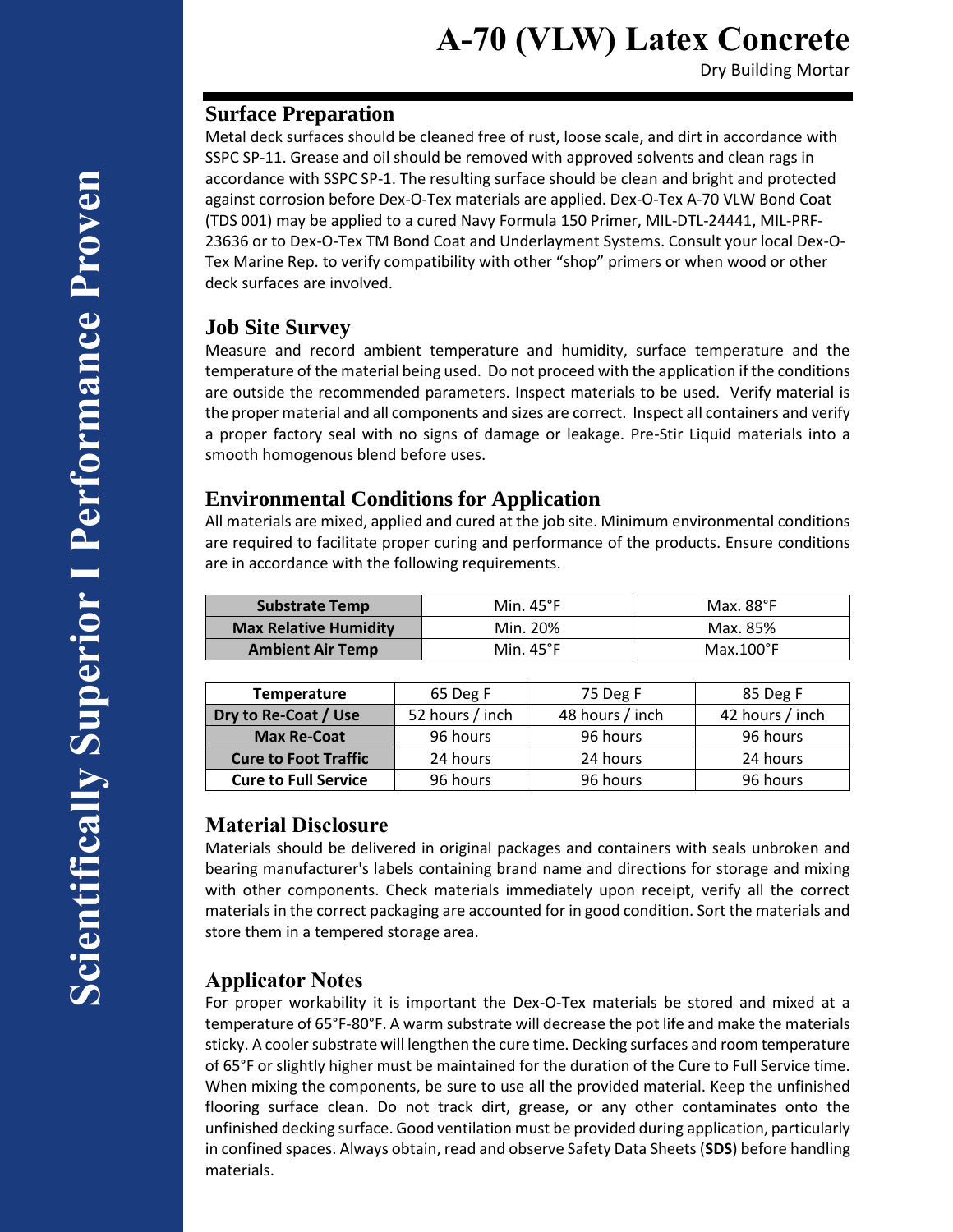# A-70 (VLW) Latex Concrete

Dry Building Mortar

## Surface Preparation

Metal deck surfaces should be cleaned free of rust, loose scale, and dirt in accordance with SSPC SP-11. Grease and oil should be removed with approved solvents and clean rags in accordance with SSPC SP-1. The resulting surface should be clean and bright and protected against corrosion before Dex-O-Tex materials are applied. Dex-O-Tex A-70 VLW Bond Coat (TDS 001) may be applied to a cured Navy Formula 150 Primer, MIL-DTL-24441, MIL-PRF-23636 or to Dex-O-Tex TM Bond Coat and Underlayment Systems. Consult your local Dex-O-Tex Marine Rep. to verify compatibility with other "shop" primers or when wood or other deck surfaces are involved.

## Job Site Survey

Measure and record ambient temperature and humidity, surface temperature and the temperature of the material being used. Do not proceed with the application if the conditions are outside the recommended parameters. Inspect materials to be used. Verify material is the proper material and all components and sizes are correct. Inspect all containers and verify a proper factory seal with no signs of damage or leakage. Pre-Stir Liquid materials into a smooth homogenous blend before uses.

## Environmental Conditions for Application

All materials are mixed, applied and cured at the job site. Minimum environmental conditions are required to facilitate proper curing and performance of the products. Ensure conditions are in accordance with the following requirements.

| | | |
|---|---|---|
| **Substrate Temp** | Min. 45°F | Max. 88°F |
| **Max Relative Humidity** | Min. 20% | Max. 85% |
| **Ambient Air Temp** | Min. 45°F | Max.100°F |

| **Temperature** | 65 Deg F | 75 Deg F | 85 Deg F |
|---|---|---|---|
| **Dry to Re-Coat / Use** | 52 hours / inch | 48 hours / inch | 42 hours / inch |
| **Max Re-Coat** | 96 hours | 96 hours | 96 hours |
| **Cure to Foot Traffic** | 24 hours | 24 hours | 24 hours |
| **Cure to Full Service** | 96 hours | 96 hours | 96 hours |

## Material Disclosure

Materials should be delivered in original packages and containers with seals unbroken and bearing manufacturer's labels containing brand name and directions for storage and mixing with other components. Check materials immediately upon receipt, verify all the correct materials in the correct packaging are accounted for in good condition. Sort the materials and store them in a tempered storage area.

## Applicator Notes

For proper workability it is important the Dex-O-Tex materials be stored and mixed at a temperature of 65°F-80°F. A warm substrate will decrease the pot life and make the materials sticky. A cooler substrate will lengthen the cure time. Decking surfaces and room temperature of 65°F or slightly higher must be maintained for the duration of the Cure to Full Service time. When mixing the components, be sure to use all the provided material. Keep the unfinished flooring surface clean. Do not track dirt, grease, or any other contaminates onto the unfinished decking surface. Good ventilation must be provided during application, particularly in confined spaces. Always obtain, read and observe Safety Data Sheets (**SDS**) before handling materials.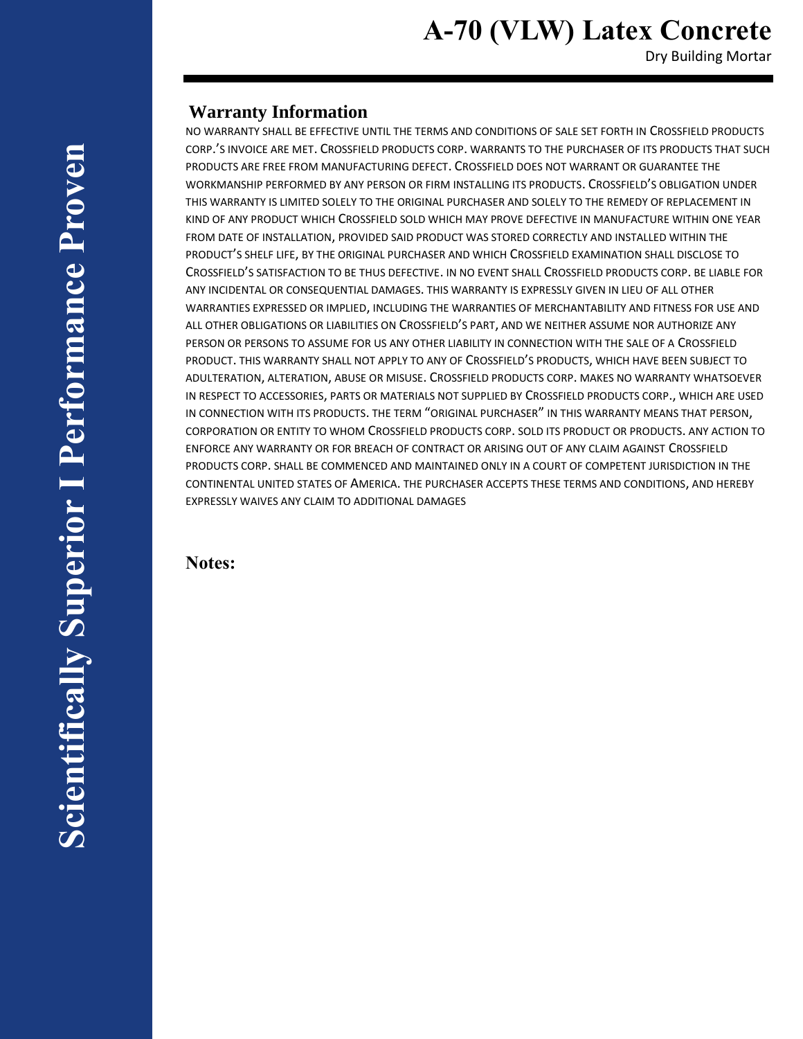# A-70 (VLW) Latex Concrete

Dry Building Mortar

## Warranty Information

NO WARRANTY SHALL BE EFFECTIVE UNTIL THE TERMS AND CONDITIONS OF SALE SET FORTH IN CROSSFIELD PRODUCTS CORP.'S INVOICE ARE MET. CROSSFIELD PRODUCTS CORP. WARRANTS TO THE PURCHASER OF ITS PRODUCTS THAT SUCH PRODUCTS ARE FREE FROM MANUFACTURING DEFECT. CROSSFIELD DOES NOT WARRANT OR GUARANTEE THE WORKMANSHIP PERFORMED BY ANY PERSON OR FIRM INSTALLING ITS PRODUCTS. CROSSFIELD'S OBLIGATION UNDER THIS WARRANTY IS LIMITED SOLELY TO THE ORIGINAL PURCHASER AND SOLELY TO THE REMEDY OF REPLACEMENT IN KIND OF ANY PRODUCT WHICH CROSSFIELD SOLD WHICH MAY PROVE DEFECTIVE IN MANUFACTURE WITHIN ONE YEAR FROM DATE OF INSTALLATION, PROVIDED SAID PRODUCT WAS STORED CORRECTLY AND INSTALLED WITHIN THE PRODUCT'S SHELF LIFE, BY THE ORIGINAL PURCHASER AND WHICH CROSSFIELD EXAMINATION SHALL DISCLOSE TO CROSSFIELD'S SATISFACTION TO BE THUS DEFECTIVE. IN NO EVENT SHALL CROSSFIELD PRODUCTS CORP. BE LIABLE FOR ANY INCIDENTAL OR CONSEQUENTIAL DAMAGES. THIS WARRANTY IS EXPRESSLY GIVEN IN LIEU OF ALL OTHER WARRANTIES EXPRESSED OR IMPLIED, INCLUDING THE WARRANTIES OF MERCHANTABILITY AND FITNESS FOR USE AND ALL OTHER OBLIGATIONS OR LIABILITIES ON CROSSFIELD'S PART, AND WE NEITHER ASSUME NOR AUTHORIZE ANY PERSON OR PERSONS TO ASSUME FOR US ANY OTHER LIABILITY IN CONNECTION WITH THE SALE OF A CROSSFIELD PRODUCT. THIS WARRANTY SHALL NOT APPLY TO ANY OF CROSSFIELD'S PRODUCTS, WHICH HAVE BEEN SUBJECT TO ADULTERATION, ALTERATION, ABUSE OR MISUSE. CROSSFIELD PRODUCTS CORP. MAKES NO WARRANTY WHATSOEVER IN RESPECT TO ACCESSORIES, PARTS OR MATERIALS NOT SUPPLIED BY CROSSFIELD PRODUCTS CORP., WHICH ARE USED IN CONNECTION WITH ITS PRODUCTS. THE TERM "ORIGINAL PURCHASER" IN THIS WARRANTY MEANS THAT PERSON, CORPORATION OR ENTITY TO WHOM CROSSFIELD PRODUCTS CORP. SOLD ITS PRODUCT OR PRODUCTS. ANY ACTION TO ENFORCE ANY WARRANTY OR FOR BREACH OF CONTRACT OR ARISING OUT OF ANY CLAIM AGAINST CROSSFIELD PRODUCTS CORP. SHALL BE COMMENCED AND MAINTAINED ONLY IN A COURT OF COMPETENT JURISDICTION IN THE CONTINENTAL UNITED STATES OF AMERICA. THE PURCHASER ACCEPTS THESE TERMS AND CONDITIONS, AND HEREBY EXPRESSLY WAIVES ANY CLAIM TO ADDITIONAL DAMAGES

**Notes:**

Scientifically Superior I Performance Proven